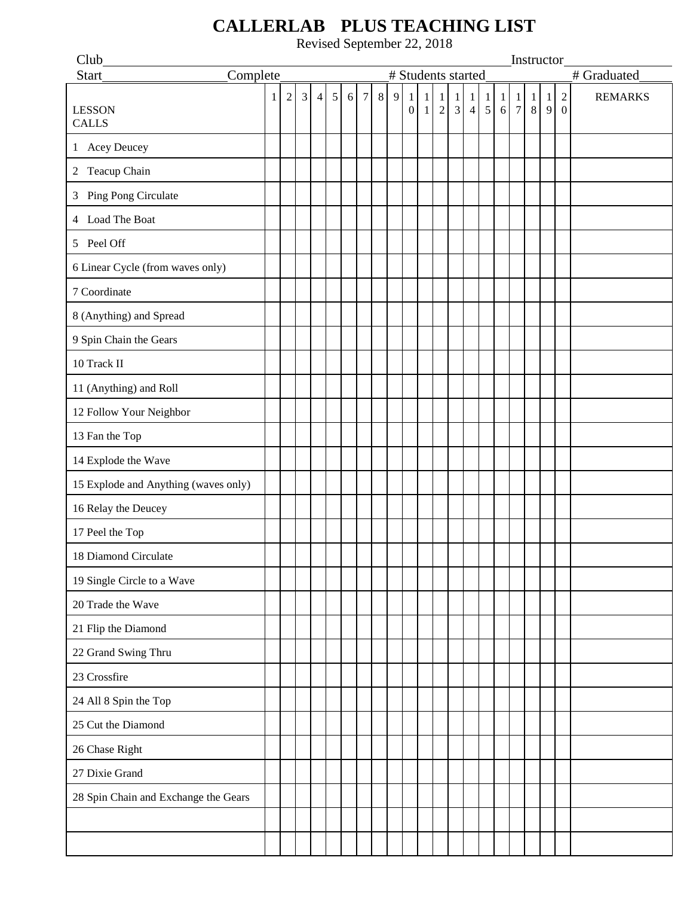# CALLERLAB PLUS TEACHING LIST

Revised September 22, 2018

Club\_\_\_\_\_\_\_\_\_\_\_\_\_\_\_\_\_\_\_\_\_\_\_\_\_\_\_\_\_\_\_\_\_\_\_\_\_\_\_\_\_\_\_\_\_\_\_\_\_\_\_\_\_\_\_\_\_\_\_\_\_\_\_\_\_\_\_\_Instructor\_\_\_\_\_\_\_\_\_\_\_\_\_\_\_\_

Start\_\_\_\_\_\_\_\_\_\_\_\_\_\_\_\_\_\_Complete\_\_\_\_\_\_\_\_\_\_\_\_\_\_\_\_\_# Students started\_\_\_\_\_\_\_\_\_\_\_\_\_\_# Graduated\_\_\_\_\_

| LESSON CALLS | 1 | 2 | 3 | 4 | 5 | 6 | 7 | 8 | 9 | 10 | 11 | 12 | 13 | 14 | 15 | 16 | 17 | 18 | 19 | 20 | REMARKS |
|---|---|---|---|---|---|---|---|---|---|---|---|---|---|---|---|---|---|---|---|---|---|
| 1 Acey Deucey | | | | | | | | | | | | | | | | | | | | | |
| 2 Teacup Chain | | | | | | | | | | | | | | | | | | | | | |
| 3 Ping Pong Circulate | | | | | | | | | | | | | | | | | | | | | |
| 4 Load The Boat | | | | | | | | | | | | | | | | | | | | | |
| 5 Peel Off | | | | | | | | | | | | | | | | | | | | | |
| 6 Linear Cycle (from waves only) | | | | | | | | | | | | | | | | | | | | | |
| 7 Coordinate | | | | | | | | | | | | | | | | | | | | | |
| 8 (Anything) and Spread | | | | | | | | | | | | | | | | | | | | | |
| 9 Spin Chain the Gears | | | | | | | | | | | | | | | | | | | | | |
| 10 Track II | | | | | | | | | | | | | | | | | | | | | |
| 11 (Anything) and Roll | | | | | | | | | | | | | | | | | | | | | |
| 12 Follow Your Neighbor | | | | | | | | | | | | | | | | | | | | | |
| 13 Fan the Top | | | | | | | | | | | | | | | | | | | | | |
| 14 Explode the Wave | | | | | | | | | | | | | | | | | | | | | |
| 15 Explode and Anything (waves only) | | | | | | | | | | | | | | | | | | | | | |
| 16 Relay the Deucey | | | | | | | | | | | | | | | | | | | | | |
| 17 Peel the Top | | | | | | | | | | | | | | | | | | | | | |
| 18 Diamond Circulate | | | | | | | | | | | | | | | | | | | | | |
| 19 Single Circle to a Wave | | | | | | | | | | | | | | | | | | | | | |
| 20 Trade the Wave | | | | | | | | | | | | | | | | | | | | | |
| 21 Flip the Diamond | | | | | | | | | | | | | | | | | | | | | |
| 22 Grand Swing Thru | | | | | | | | | | | | | | | | | | | | | |
| 23 Crossfire | | | | | | | | | | | | | | | | | | | | | |
| 24 All 8 Spin the Top | | | | | | | | | | | | | | | | | | | | | |
| 25 Cut the Diamond | | | | | | | | | | | | | | | | | | | | | |
| 26 Chase Right | | | | | | | | | | | | | | | | | | | | | |
| 27 Dixie Grand | | | | | | | | | | | | | | | | | | | | | |
| 28 Spin Chain and Exchange the Gears | | | | | | | | | | | | | | | | | | | | | |
| | | | | | | | | | | | | | | | | | | | | | |
| | | | | | | | | | | | | | | | | | | | | | |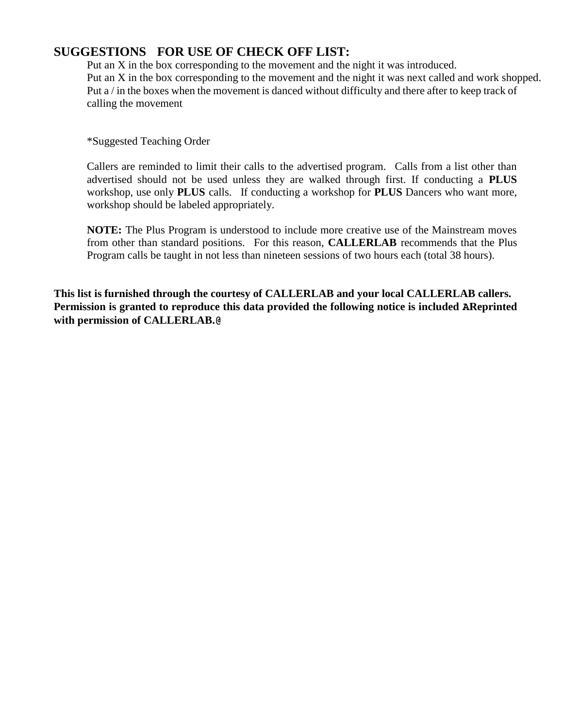## SUGGESTIONS FOR USE OF CHECK OFF LIST:

Put an X in the box corresponding to the movement and the night it was introduced.
Put an X in the box corresponding to the movement and the night it was next called and work shopped.
Put a / in the boxes when the movement is danced without difficulty and there after to keep track of calling the movement

*Suggested Teaching Order

Callers are reminded to limit their calls to the advertised program. Calls from a list other than advertised should not be used unless they are walked through first. If conducting a **PLUS** workshop, use only **PLUS** calls. If conducting a workshop for **PLUS** Dancers who want more, workshop should be labeled appropriately.

**NOTE:** The Plus Program is understood to include more creative use of the Mainstream moves from other than standard positions. For this reason, **CALLERLAB** recommends that the Plus Program calls be taught in not less than nineteen sessions of two hours each (total 38 hours).

**This list is furnished through the courtesy of CALLERLAB and your local CALLERLAB callers. Permission is granted to reproduce this data provided the following notice is included AReprinted with permission of CALLERLAB.@**